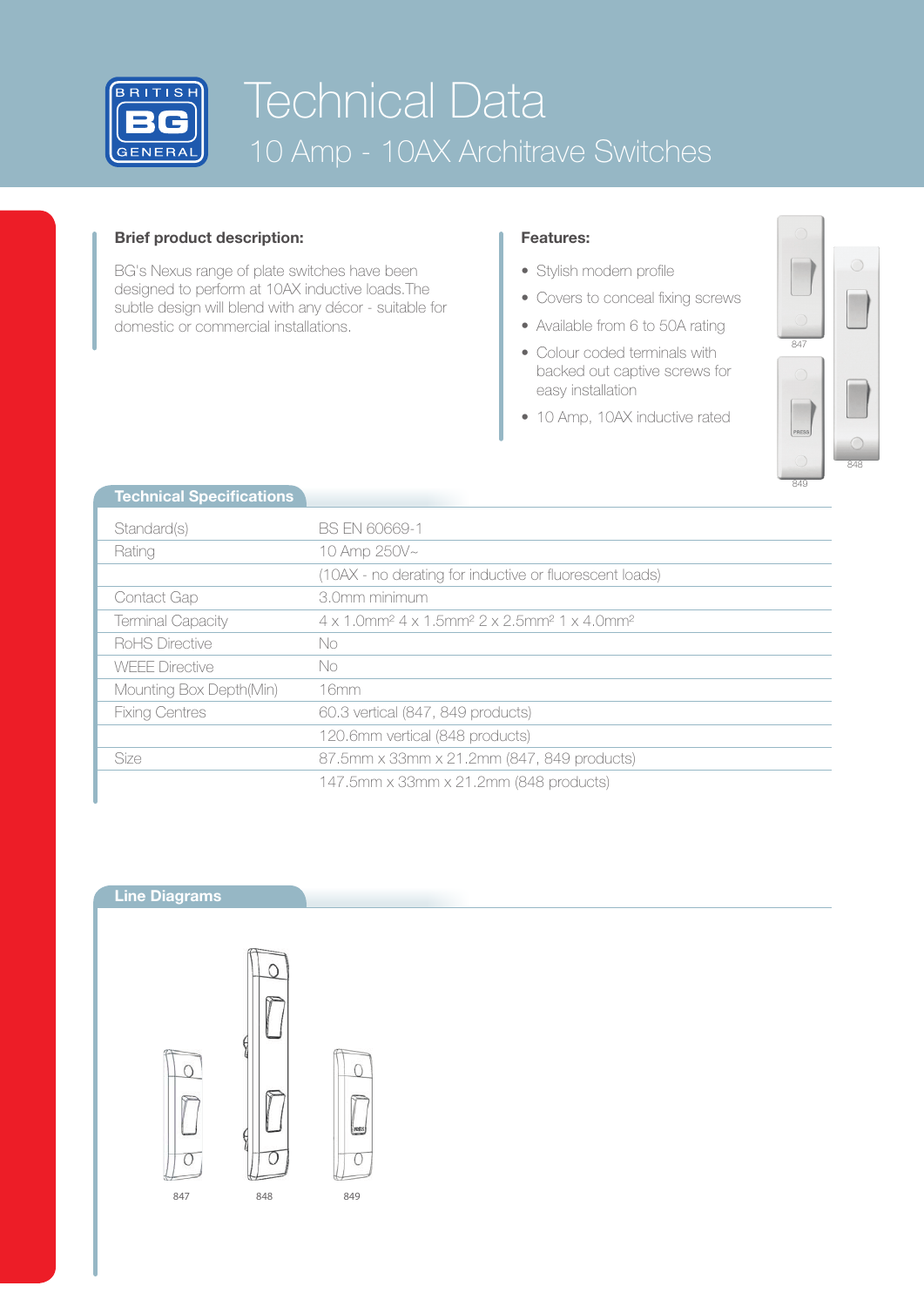# Technical Data

## 10 Amp - 10AX Architrave Switches

**Brief product description:**

BG's Nexus range of plate switches have been designed to perform at 10AX inductive loads. The subtle design will blend with any décor - suitable for domestic or commercial installations.

**Features:**

- Stylish modern profile
- Covers to conceal fixing screws
- Available from 6 to 50A rating
- Colour coded terminals with backed out captive screws for easy installation
- 10 Amp, 10AX inductive rated

847

848

849

### Technical Specifications

| | |
|---|---|
| Standard(s) | BS EN 60669-1 |
| Rating | 10 Amp 250V~ |
| | (10AX - no derating for inductive or fluorescent loads) |
| Contact Gap | 3.0mm minimum |
| Terminal Capacity | 4 x 1.0mm² 4 x 1.5mm² 2 x 2.5mm² 1 x 4.0mm² |
| RoHS Directive | No |
| WEEE Directive | No |
| Mounting Box Depth(Min) | 16mm |
| Fixing Centres | 60.3 vertical (847, 849 products) |
| | 120.6mm vertical (848 products) |
| Size | 87.5mm x 33mm x 21.2mm (847, 849 products) |
| | 147.5mm x 33mm x 21.2mm (848 products) |

### Line Diagrams

847

848

849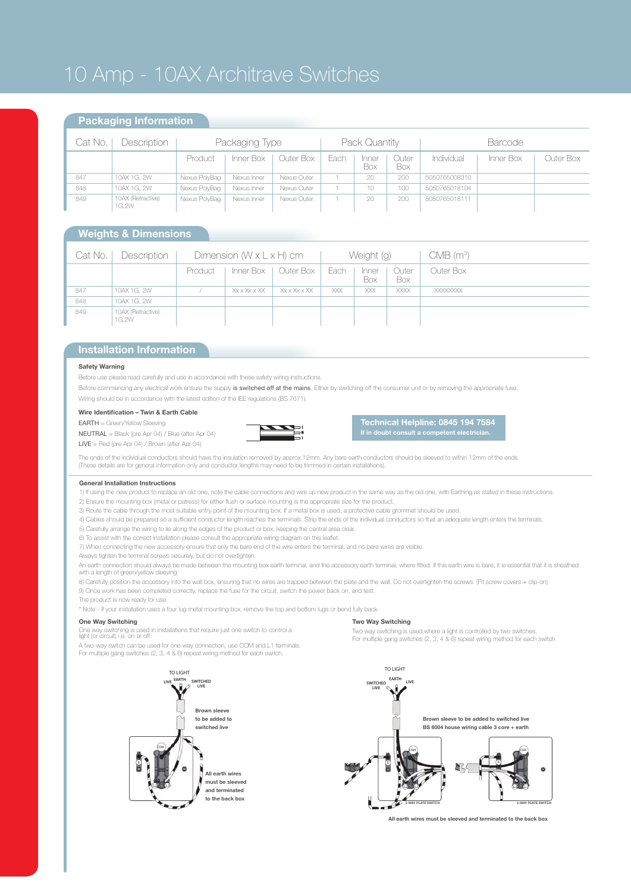# 10 Amp - 10AX Architrave Switches

## Packaging Information

| Cat No. | Description | Packaging Type | | | Pack Quantity | | | Barcode | | |
|---|---|---|---|---|---|---|---|---|---|---|
| | | Product | Inner Box | Outer Box | Each | Inner Box | Outer Box | Individual | Inner Box | Outer Box |
| 847 | 10AX 1G, 2W | Nexus PolyBag | Nexus Inner | Nexus Outer | 1 | 20 | 200 | 5050765008310 | | |
| 848 | 10AX 1G, 2W | Nexus PolyBag | Nexus Inner | Nexus Outer | 1 | 10 | 100 | 5050765018104 | | |
| 849 | 10AX (Retractive) 1G,2W | Nexus PolyBag | Nexus Inner | Nexus Outer | 1 | 20 | 200 | 5050765018111 | | |

## Weights & Dimensions

| Cat No. | Description | Dimension (W x L x H) cm | | | Weight (g) | | | CMB ($m^3$) |
|---|---|---|---|---|---|---|---|---|
| | | Product | Inner Box | Outer Box | Each | Inner Box | Outer Box | Outer Box |
| 847 | 10AX 1G, 2W | / | Xx x Xx x XX | Xx x Xx x XX | XXX | XXX | XXXX | XXXXXXX |
| 848 | 10AX 1G, 2W | | | | | | | |
| 849 | 10AX (Retractive) 1G,2W | | | | | | | |

## Installation Information

**Safety Warning**

Before use please read carefully and use in accordance with these safety wiring instructions.

Before commencing any electrical work ensure the supply **is switched off at the mains**. Either by switching off the consumer unit or by removing the appropriate fuse.

Wiring should be in accordance with the latest edition of the IEE regulations (BS 7671).

**Wire Identification – Twin & Earth Cable**

EARTH = Green/Yellow Sleeving
NEUTRAL = Black (pre Apr 04) / Blue (after Apr 04)
LIVE = Red (pre Apr 04) / Brown (after Apr 04)

**Technical Helpline: 0845 194 7584**
**If in doubt consult a competent electrician.**

The ends of the individual conductors should have the insulation removed by approx.12mm. Any bare earth conductors should be sleeved to within 12mm of the ends. (These details are for general information only and conductor lengths may need to be trimmed in certain installations).

**General Installation Instructions**

1) If using the new product to replace an old one, note the cable connections and wire up new product in the same way as the old one, with Earthing as stated in these instructions.
2) Ensure the mounting box (metal or patress) for either flush or surface mounting is the appropriate size for the product.
3) Route the cable through the most suitable entry point of the mounting box. If a metal box is used, a protective cable grommet should be used.
4) Cables should be prepared so a sufficient conductor length reaches the terminals. Strip the ends of the individual conductors so that an adequate length enters the terminals.
5) Carefully arrange the wiring to lie along the edges of the product or box, keeping the central area clear.
6) To assist with the correct installation please consult the appropriate wiring diagram on this leaflet.
7) When connecting the new accessory ensure that only the bare end of the wire enters the terminal, and no bare wires are visible.

Always tighten the terminal screws securely, but do not overtighten.

An earth connection should always be made between the mounting box earth terminal, and the accessory earth terminal, where fitted. If this earth wire is bare, it is essential that it is sheathed with a length of green/yellow sleeving.

8) Carefully position the accessory into the wall box, ensuring that no wires are trapped between the plate and the wall. Do not overtighten the screws. (Fit screw covers + clip-on)
9) Once work has been completed correctly, replace the fuse for the circuit, switch the power back on, and test.

The product is now ready for use.

* Note - If your installation uses a four lug metal mounting box, remove the top and bottom lugs or bend fully back.

**One Way Switching**

One way switching is used in installations that require just one switch to control a light (or circuit) i.e. on or off.

A two-way switch can be used for one-way connection, use COM and L1 terminals.
For multiple gang switches (2, 3, 4 & 6) repeat wiring method for each switch.

TO LIGHT
LIVE EARTH SWITCHED LIVE
Brown sleeve to be added to switched live
COM
E
L2 L1
All earth wires must be sleeved and terminated to the back box

**Two Way Switching**

Two way switching is used where a light is controlled by two switches.
For multiple gang switches (2, 3, 4 & 6) repeat wiring method for each switch

TO LIGHT
SWITCHED LIVE EARTH LIVE
Brown sleeve to be added to switched live
BS 6004 house wiring cable 3 core + earth
COM
E
L2 L1
2-WAY PLATE SWITCH
2-WAY PLATE SWITCH

All earth wires must be sleeved and terminated to the back box